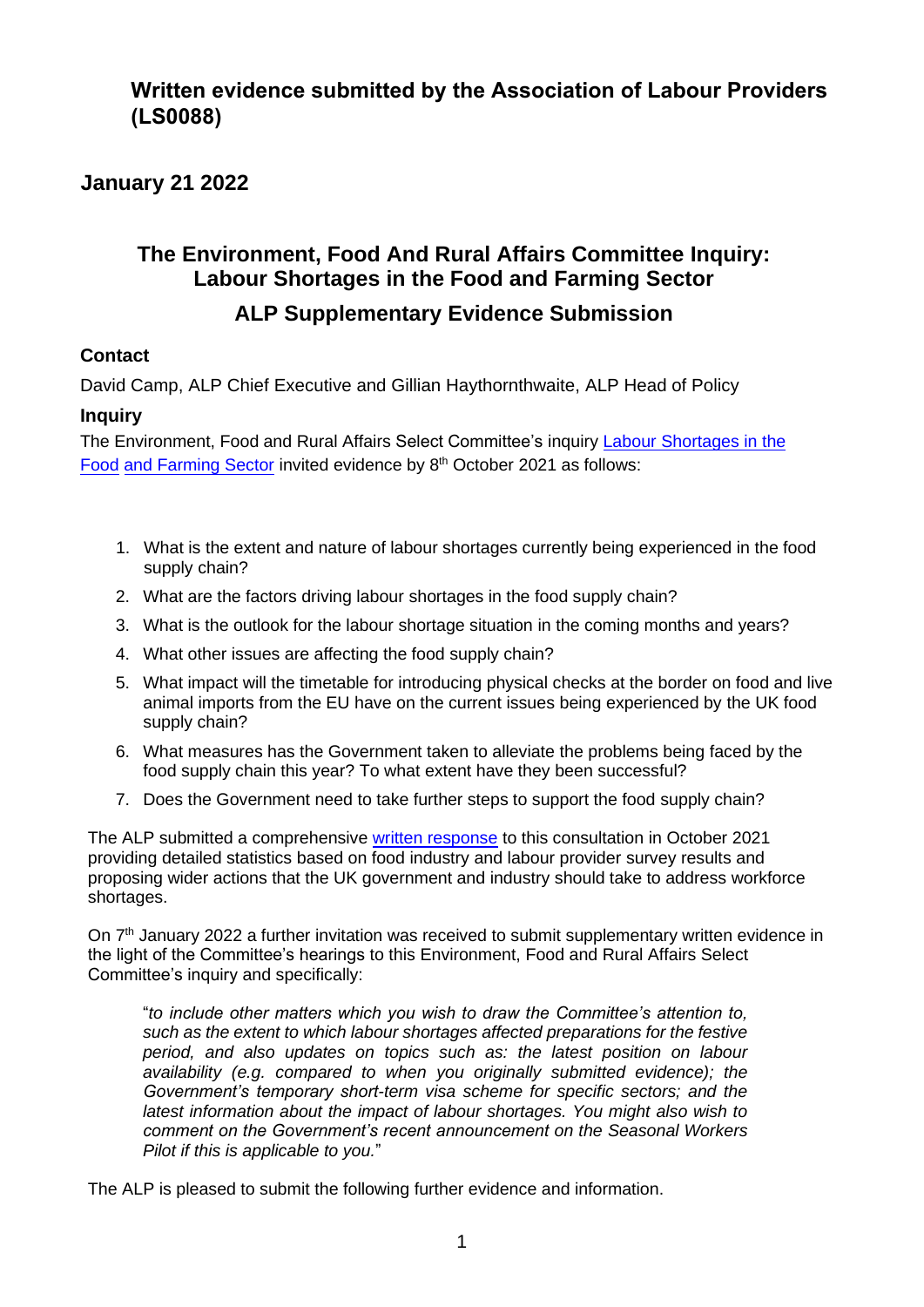# Written evidence submitted by the Association of Labour Providers (LS0088)

## January 21 2022

## The Environment, Food And Rural Affairs Committee Inquiry: Labour Shortages in the Food and Farming Sector

## ALP Supplementary Evidence Submission

### Contact

David Camp, ALP Chief Executive and Gillian Haythornthwaite, ALP Head of Policy

### Inquiry

The Environment, Food and Rural Affairs Select Committee's inquiry Labour Shortages in the Food and Farming Sector invited evidence by 8th October 2021 as follows:

1. What is the extent and nature of labour shortages currently being experienced in the food supply chain?
2. What are the factors driving labour shortages in the food supply chain?
3. What is the outlook for the labour shortage situation in the coming months and years?
4. What other issues are affecting the food supply chain?
5. What impact will the timetable for introducing physical checks at the border on food and live animal imports from the EU have on the current issues being experienced by the UK food supply chain?
6. What measures has the Government taken to alleviate the problems being faced by the food supply chain this year? To what extent have they been successful?
7. Does the Government need to take further steps to support the food supply chain?

The ALP submitted a comprehensive written response to this consultation in October 2021 providing detailed statistics based on food industry and labour provider survey results and proposing wider actions that the UK government and industry should take to address workforce shortages.

On 7th January 2022 a further invitation was received to submit supplementary written evidence in the light of the Committee's hearings to this Environment, Food and Rural Affairs Select Committee's inquiry and specifically:

> "*to include other matters which you wish to draw the Committee's attention to, such as the extent to which labour shortages affected preparations for the festive period, and also updates on topics such as: the latest position on labour availability (e.g. compared to when you originally submitted evidence); the Government's temporary short-term visa scheme for specific sectors; and the latest information about the impact of labour shortages. You might also wish to comment on the Government's recent announcement on the Seasonal Workers Pilot if this is applicable to you.*"

The ALP is pleased to submit the following further evidence and information.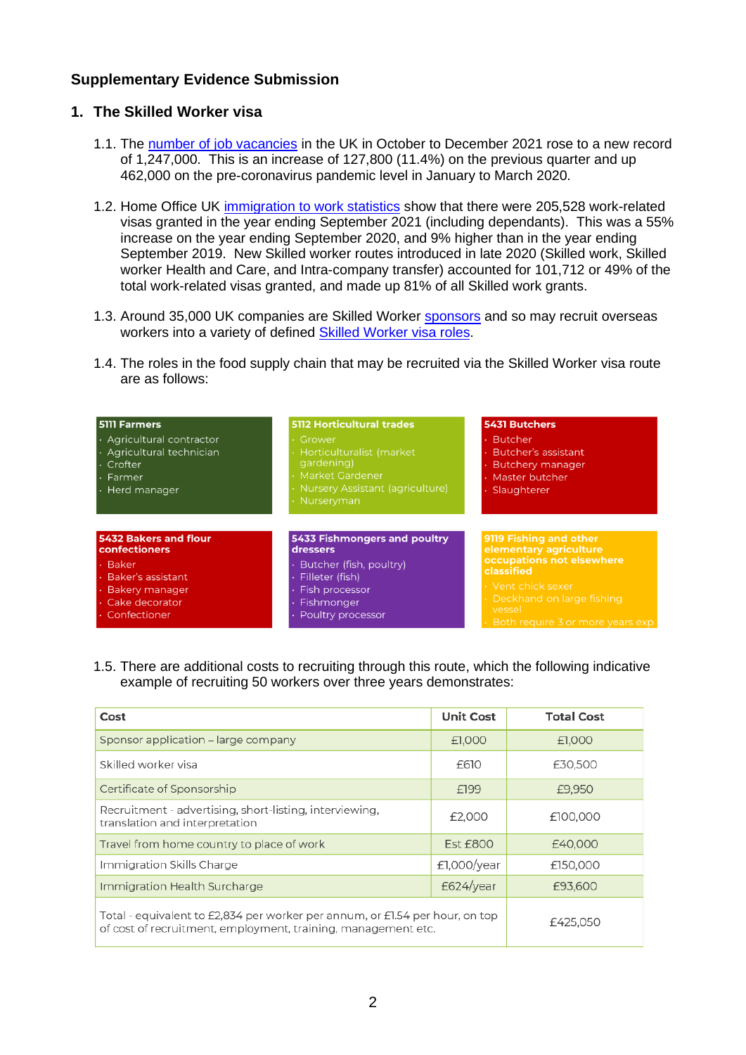## Supplementary Evidence Submission

### 1. The Skilled Worker visa

1.1. The number of job vacancies in the UK in October to December 2021 rose to a new record of 1,247,000. This is an increase of 127,800 (11.4%) on the previous quarter and up 462,000 on the pre-coronavirus pandemic level in January to March 2020.

1.2. Home Office UK immigration to work statistics show that there were 205,528 work-related visas granted in the year ending September 2021 (including dependants). This was a 55% increase on the year ending September 2020, and 9% higher than in the year ending September 2019. New Skilled worker routes introduced in late 2020 (Skilled work, Skilled worker Health and Care, and Intra-company transfer) accounted for 101,712 or 49% of the total work-related visas granted, and made up 81% of all Skilled work grants.

1.3. Around 35,000 UK companies are Skilled Worker sponsors and so may recruit overseas workers into a variety of defined Skilled Worker visa roles.

1.4. The roles in the food supply chain that may be recruited via the Skilled Worker visa route are as follows:

**5111 Farmers**
- Agricultural contractor
- Agricultural technician
- Crofter
- Farmer
- Herd manager

**5112 Horticultural trades**
- Grower
- Horticulturalist (market gardening)
- Market Gardener
- Nursery Assistant (agriculture)
- Nurseryman

**5431 Butchers**
- Butcher
- Butcher's assistant
- Butchery manager
- Master butcher
- Slaughterer

**5432 Bakers and flour confectioners**
- Baker
- Baker's assistant
- Bakery manager
- Cake decorator
- Confectioner

**5433 Fishmongers and poultry dressers**
- Butcher (fish, poultry)
- Filleter (fish)
- Fish processor
- Fishmonger
- Poultry processor

**9119 Fishing and other elementary agriculture occupations not elsewhere classified**
- Vent chick sexer
- Deckhand on large fishing vessel
- Both require 3 or more years exp

1.5. There are additional costs to recruiting through this route, which the following indicative example of recruiting 50 workers over three years demonstrates:

| Cost | Unit Cost | Total Cost |
|---|---|---|
| Sponsor application – large company | £1,000 | £1,000 |
| Skilled worker visa | £610 | £30,500 |
| Certificate of Sponsorship | £199 | £9,950 |
| Recruitment - advertising, short-listing, interviewing, translation and interpretation | £2,000 | £100,000 |
| Travel from home country to place of work | Est £800 | £40,000 |
| Immigration Skills Charge | £1,000/year | £150,000 |
| Immigration Health Surcharge | £624/year | £93,600 |
| Total - equivalent to £2,834 per worker per annum, or £1.54 per hour, on top of cost of recruitment, employment, training, management etc. | | £425,050 |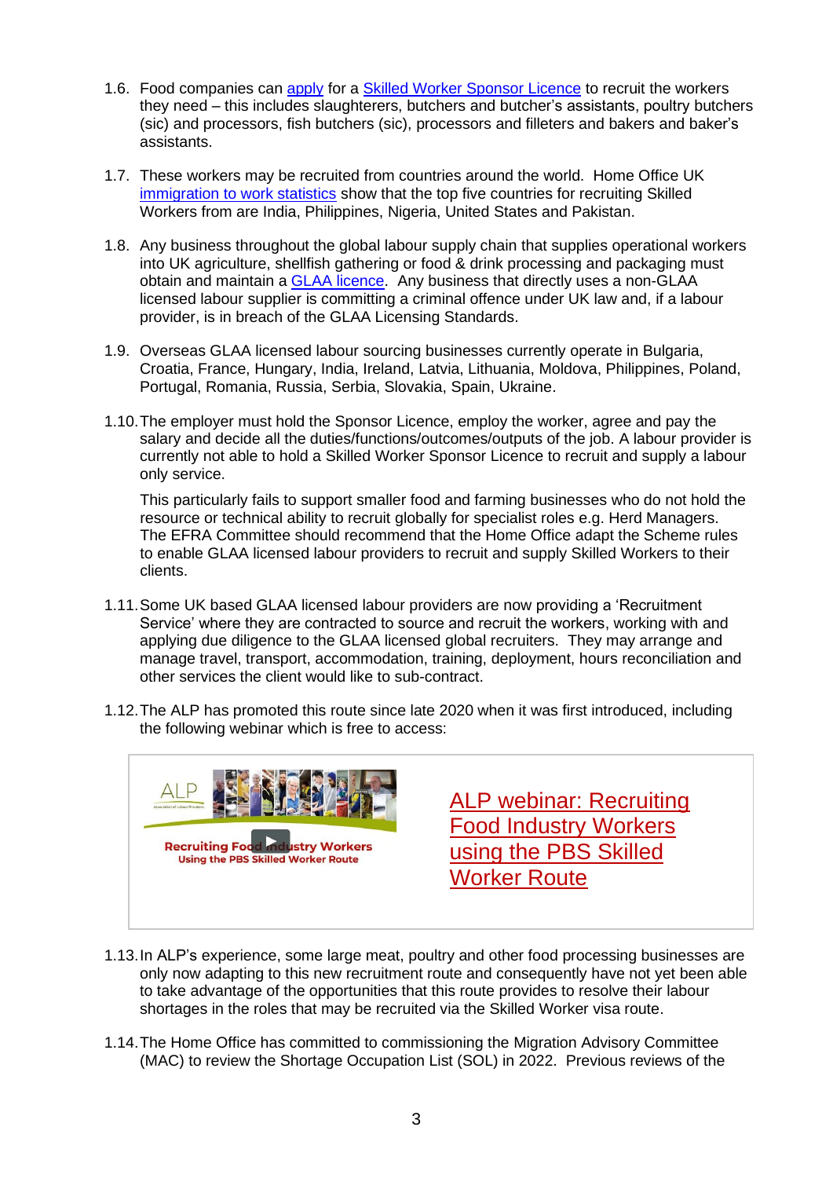1.6. Food companies can apply for a Skilled Worker Sponsor Licence to recruit the workers they need – this includes slaughterers, butchers and butcher's assistants, poultry butchers (sic) and processors, fish butchers (sic), processors and filleters and bakers and baker's assistants.

1.7. These workers may be recruited from countries around the world. Home Office UK immigration to work statistics show that the top five countries for recruiting Skilled Workers from are India, Philippines, Nigeria, United States and Pakistan.

1.8. Any business throughout the global labour supply chain that supplies operational workers into UK agriculture, shellfish gathering or food & drink processing and packaging must obtain and maintain a GLAA licence. Any business that directly uses a non-GLAA licensed labour supplier is committing a criminal offence under UK law and, if a labour provider, is in breach of the GLAA Licensing Standards.

1.9. Overseas GLAA licensed labour sourcing businesses currently operate in Bulgaria, Croatia, France, Hungary, India, Ireland, Latvia, Lithuania, Moldova, Philippines, Poland, Portugal, Romania, Russia, Serbia, Slovakia, Spain, Ukraine.

1.10. The employer must hold the Sponsor Licence, employ the worker, agree and pay the salary and decide all the duties/functions/outcomes/outputs of the job. A labour provider is currently not able to hold a Skilled Worker Sponsor Licence to recruit and supply a labour only service.

This particularly fails to support smaller food and farming businesses who do not hold the resource or technical ability to recruit globally for specialist roles e.g. Herd Managers. The EFRA Committee should recommend that the Home Office adapt the Scheme rules to enable GLAA licensed labour providers to recruit and supply Skilled Workers to their clients.

1.11. Some UK based GLAA licensed labour providers are now providing a 'Recruitment Service' where they are contracted to source and recruit the workers, working with and applying due diligence to the GLAA licensed global recruiters. They may arrange and manage travel, transport, accommodation, training, deployment, hours reconciliation and other services the client would like to sub-contract.

1.12. The ALP has promoted this route since late 2020 when it was first introduced, including the following webinar which is free to access:

ALP – Recruiting Food Industry Workers – Using the PBS Skilled Worker Route

ALP webinar: Recruiting Food Industry Workers using the PBS Skilled Worker Route

1.13. In ALP's experience, some large meat, poultry and other food processing businesses are only now adapting to this new recruitment route and consequently have not yet been able to take advantage of the opportunities that this route provides to resolve their labour shortages in the roles that may be recruited via the Skilled Worker visa route.

1.14. The Home Office has committed to commissioning the Migration Advisory Committee (MAC) to review the Shortage Occupation List (SOL) in 2022. Previous reviews of the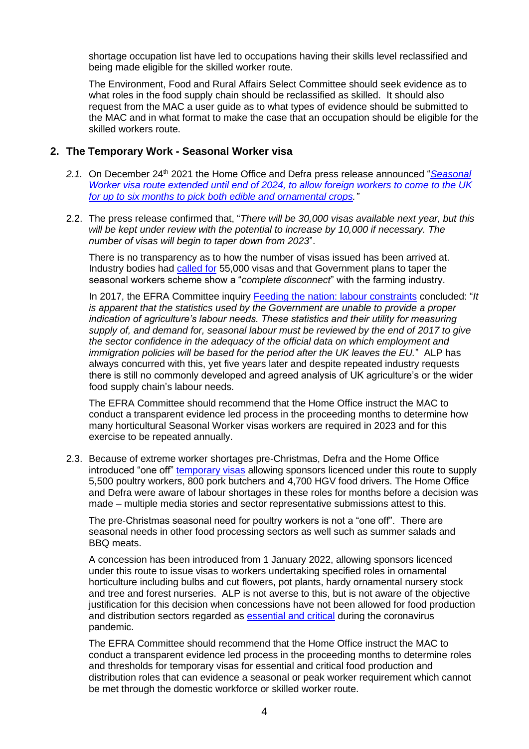shortage occupation list have led to occupations having their skills level reclassified and being made eligible for the skilled worker route.

The Environment, Food and Rural Affairs Select Committee should seek evidence as to what roles in the food supply chain should be reclassified as skilled. It should also request from the MAC a user guide as to what types of evidence should be submitted to the MAC and in what format to make the case that an occupation should be eligible for the skilled workers route.

## 2. The Temporary Work - Seasonal Worker visa

*2.1.* On December 24th 2021 the Home Office and Defra press release announced "*Seasonal Worker visa route extended until end of 2024, to allow foreign workers to come to the UK for up to six months to pick both edible and ornamental crops.*"

2.2. The press release confirmed that, "*There will be 30,000 visas available next year, but this will be kept under review with the potential to increase by 10,000 if necessary. The number of visas will begin to taper down from 2023*".

There is no transparency as to how the number of visas issued has been arrived at. Industry bodies had called for 55,000 visas and that Government plans to taper the seasonal workers scheme show a "*complete disconnect*" with the farming industry.

In 2017, the EFRA Committee inquiry Feeding the nation: labour constraints concluded: "*It is apparent that the statistics used by the Government are unable to provide a proper indication of agriculture's labour needs. These statistics and their utility for measuring supply of, and demand for, seasonal labour must be reviewed by the end of 2017 to give the sector confidence in the adequacy of the official data on which employment and immigration policies will be based for the period after the UK leaves the EU.*" ALP has always concurred with this, yet five years later and despite repeated industry requests there is still no commonly developed and agreed analysis of UK agriculture's or the wider food supply chain's labour needs.

The EFRA Committee should recommend that the Home Office instruct the MAC to conduct a transparent evidence led process in the proceeding months to determine how many horticultural Seasonal Worker visas workers are required in 2023 and for this exercise to be repeated annually.

2.3. Because of extreme worker shortages pre-Christmas, Defra and the Home Office introduced "one off" temporary visas allowing sponsors licenced under this route to supply 5,500 poultry workers, 800 pork butchers and 4,700 HGV food drivers. The Home Office and Defra were aware of labour shortages in these roles for months before a decision was made – multiple media stories and sector representative submissions attest to this.

The pre-Christmas seasonal need for poultry workers is not a "one off". There are seasonal needs in other food processing sectors as well such as summer salads and BBQ meats.

A concession has been introduced from 1 January 2022, allowing sponsors licenced under this route to issue visas to workers undertaking specified roles in ornamental horticulture including bulbs and cut flowers, pot plants, hardy ornamental nursery stock and tree and forest nurseries. ALP is not averse to this, but is not aware of the objective justification for this decision when concessions have not been allowed for food production and distribution sectors regarded as essential and critical during the coronavirus pandemic.

The EFRA Committee should recommend that the Home Office instruct the MAC to conduct a transparent evidence led process in the proceeding months to determine roles and thresholds for temporary visas for essential and critical food production and distribution roles that can evidence a seasonal or peak worker requirement which cannot be met through the domestic workforce or skilled worker route.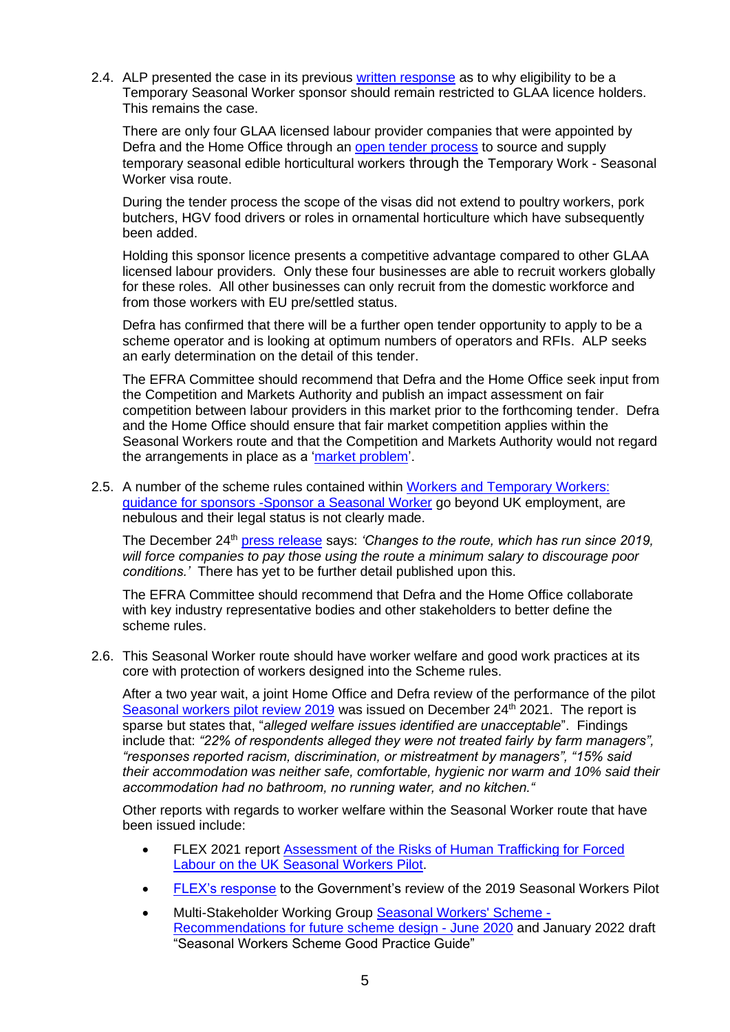2.4. ALP presented the case in its previous written response as to why eligibility to be a Temporary Seasonal Worker sponsor should remain restricted to GLAA licence holders. This remains the case.

There are only four GLAA licensed labour provider companies that were appointed by Defra and the Home Office through an open tender process to source and supply temporary seasonal edible horticultural workers through the Temporary Work - Seasonal Worker visa route.

During the tender process the scope of the visas did not extend to poultry workers, pork butchers, HGV food drivers or roles in ornamental horticulture which have subsequently been added.

Holding this sponsor licence presents a competitive advantage compared to other GLAA licensed labour providers. Only these four businesses are able to recruit workers globally for these roles. All other businesses can only recruit from the domestic workforce and from those workers with EU pre/settled status.

Defra has confirmed that there will be a further open tender opportunity to apply to be a scheme operator and is looking at optimum numbers of operators and RFIs. ALP seeks an early determination on the detail of this tender.

The EFRA Committee should recommend that Defra and the Home Office seek input from the Competition and Markets Authority and publish an impact assessment on fair competition between labour providers in this market prior to the forthcoming tender. Defra and the Home Office should ensure that fair market competition applies within the Seasonal Workers route and that the Competition and Markets Authority would not regard the arrangements in place as a 'market problem'.

2.5. A number of the scheme rules contained within Workers and Temporary Workers: guidance for sponsors -Sponsor a Seasonal Worker go beyond UK employment, are nebulous and their legal status is not clearly made.

The December 24th press release says: *'Changes to the route, which has run since 2019, will force companies to pay those using the route a minimum salary to discourage poor conditions.'* There has yet to be further detail published upon this.

The EFRA Committee should recommend that Defra and the Home Office collaborate with key industry representative bodies and other stakeholders to better define the scheme rules.

2.6. This Seasonal Worker route should have worker welfare and good work practices at its core with protection of workers designed into the Scheme rules.

After a two year wait, a joint Home Office and Defra review of the performance of the pilot Seasonal workers pilot review 2019 was issued on December 24th 2021. The report is sparse but states that, "*alleged welfare issues identified are unacceptable*". Findings include that: *"22% of respondents alleged they were not treated fairly by farm managers", "responses reported racism, discrimination, or mistreatment by managers", "15% said their accommodation was neither safe, comfortable, hygienic nor warm and 10% said their accommodation had no bathroom, no running water, and no kitchen."*

Other reports with regards to worker welfare within the Seasonal Worker route that have been issued include:

- FLEX 2021 report Assessment of the Risks of Human Trafficking for Forced Labour on the UK Seasonal Workers Pilot.
- FLEX's response to the Government's review of the 2019 Seasonal Workers Pilot
- Multi-Stakeholder Working Group Seasonal Workers' Scheme - Recommendations for future scheme design - June 2020 and January 2022 draft "Seasonal Workers Scheme Good Practice Guide"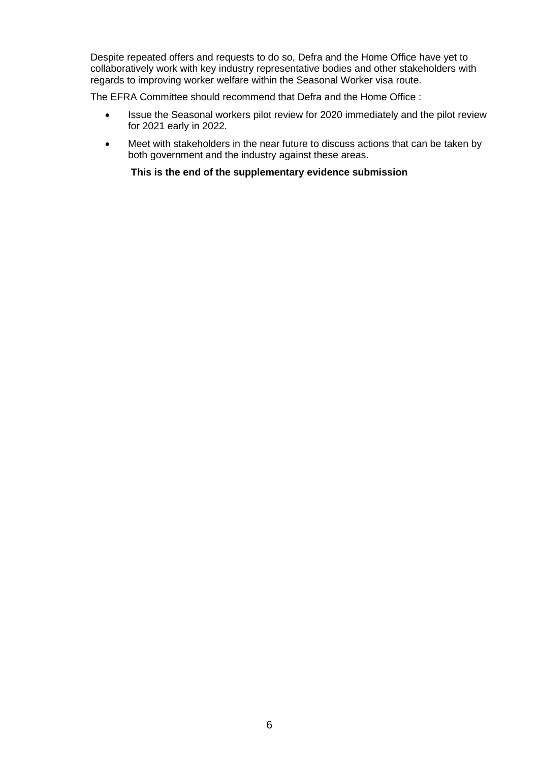Despite repeated offers and requests to do so, Defra and the Home Office have yet to collaboratively work with key industry representative bodies and other stakeholders with regards to improving worker welfare within the Seasonal Worker visa route.

The EFRA Committee should recommend that Defra and the Home Office :

- Issue the Seasonal workers pilot review for 2020 immediately and the pilot review for 2021 early in 2022.
- Meet with stakeholders in the near future to discuss actions that can be taken by both government and the industry against these areas.

**This is the end of the supplementary evidence submission**